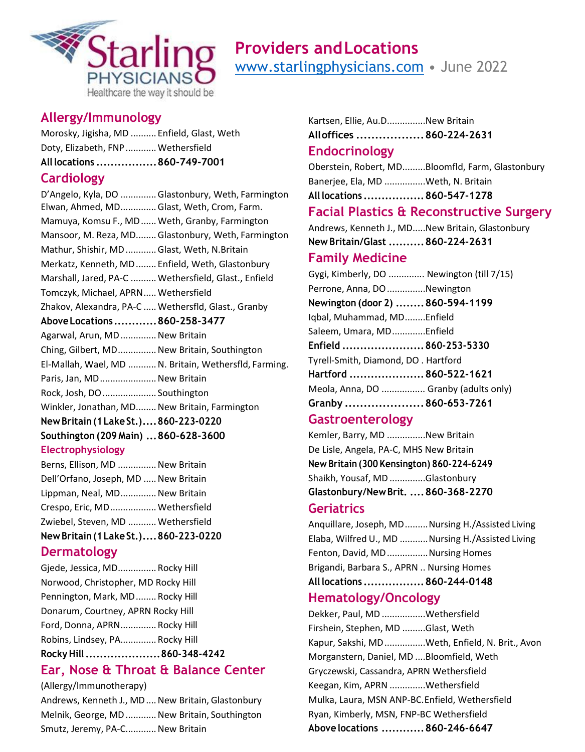# Providers and Locations

www.starlingphysicians.com • June 2022

Starling PHYSICIANS — Healthcare the way it should be

## Allergy/Immunology

Morosky, Jigisha, MD .......... Enfield, Glast, Weth
Doty, Elizabeth, FNP ............ Wethersfield
**All locations ................. 860-749-7001**

## Cardiology

D'Angelo, Kyla, DO .............. Glastonbury, Weth, Farmington
Elwan, Ahmed, MD.............. Glast, Weth, Crom, Farm.
Mamuya, Komsu F., MD ...... Weth, Granby, Farmington
Mansoor, M. Reza, MD........ Glastonbury, Weth, Farmington
Mathur, Shishir, MD ............ Glast, Weth, N.Britain
Merkatz, Kenneth, MD ........ Enfield, Weth, Glastonbury
Marshall, Jared, PA-C .......... Wethersfield, Glast., Enfield
Tomczyk, Michael, APRN..... Wethersfield
Zhakov, Alexandra, PA-C ..... Wethersfld, Glast., Granby
**Above Locations ............ 860-258-3477**
Agarwal, Arun, MD .............. New Britain
Ching, Gilbert, MD............... New Britain, Southington
El-Mallah, Wael, MD ........... N. Britain, Wethersfld, Farming.
Paris, Jan, MD...................... New Britain
Rock, Josh, DO ..................... Southington
Winkler, Jonathan, MD........ New Britain, Farmington
**New Britain (1 Lake St.).... 860-223-0220**
**Southington (209 Main) ... 860-628-3600**

### Electrophysiology

Berns, Ellison, MD ............... New Britain
Dell'Orfano, Joseph, MD ..... New Britain
Lippman, Neal, MD.............. New Britain
Crespo, Eric, MD.................. Wethersfield
Zwiebel, Steven, MD ........... Wethersfield
**New Britain (1 Lake St.).... 860-223-0220**

## Dermatology

Gjede, Jessica, MD............... Rocky Hill
Norwood, Christopher, MD Rocky Hill
Pennington, Mark, MD........ Rocky Hill
Donarum, Courtney, APRN Rocky Hill
Ford, Donna, APRN.............. Rocky Hill
Robins, Lindsey, PA.............. Rocky Hill
**Rocky Hill ..................... 860-348-4242**

## Ear, Nose & Throat & Balance Center

(Allergy/Immunotherapy)
Andrews, Kenneth J., MD .... New Britain, Glastonbury
Melnik, George, MD ............ New Britain, Southington
Smutz, Jeremy, PA-C............ New Britain
Kartsen, Ellie, Au.D...............New Britain
**All offices .................. 860-224-2631**

## Endocrinology

Oberstein, Robert, MD.........Bloomfld, Farm, Glastonbury
Banerjee, Ela, MD ................Weth, N. Britain
**All locations ................. 860-547-1278**

## Facial Plastics & Reconstructive Surgery

Andrews, Kenneth J., MD.....New Britain, Glastonbury
**New Britain/Glast .......... 860-224-2631**

## Family Medicine

Gygi, Kimberly, DO ............. Newington (till 7/15)
Perrone, Anna, DO...............Newington
**Newington (door 2) ........ 860-594-1199**
Iqbal, Muhammad, MD........Enfield
Saleem, Umara, MD.............Enfield
**Enfield ....................... 860-253-5330**
Tyrell-Smith, Diamond, DO . Hartford
**Hartford ..................... 860-522-1621**
Meola, Anna, DO ................. Granby (adults only)
**Granby ..................... 860-653-7261**

## Gastroenterology

Kemler, Barry, MD ...............New Britain
De Lisle, Angela, PA-C, MHS New Britain
**New Britain (300 Kensington) 860-224-6249**
Shaikh, Yousaf, MD ..............Glastonbury
**Glastonbury/New Brit. .... 860-368-2270**

## Geriatrics

Anquillare, Joseph, MD.........Nursing H./Assisted Living
Elaba, Wilfred U., MD ...........Nursing H./Assisted Living
Fenton, David, MD................Nursing Homes
Brigandi, Barbara S., APRN .. Nursing Homes
**All locations ................. 860-244-0148**

## Hematology/Oncology

Dekker, Paul, MD .................Wethersfield
Firshein, Stephen, MD .........Glast, Weth
Kapur, Sakshi, MD................Weth, Enfield, N. Brit., Avon
Morganstern, Daniel, MD ....Bloomfield, Weth
Gryczewski, Cassandra, APRN Wethersfield
Keegan, Kim, APRN ..............Wethersfield
Mulka, Laura, MSN ANP-BC.Enfield, Wethersfield
Ryan, Kimberly, MSN, FNP-BC Wethersfield
**Above locations ............ 860-246-6647**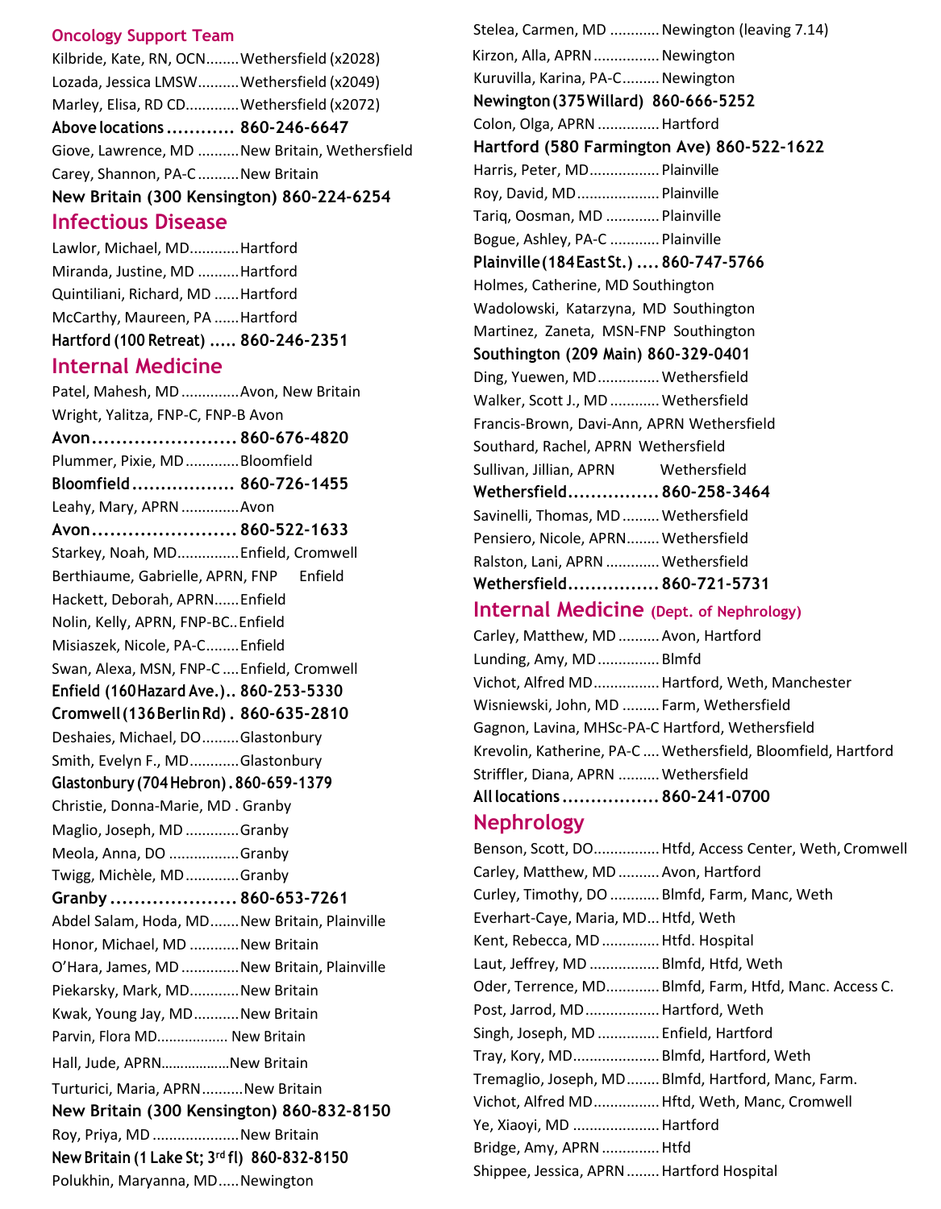## Oncology Support Team

Kilbride, Kate, RN, OCN........Wethersfield (x2028)
Lozada, Jessica LMSW..........Wethersfield (x2049)
Marley, Elisa, RD CD............Wethersfield (x2072)
**Above locations ............ 860-246-6647**
Giove, Lawrence, MD ..........New Britain, Wethersfield
Carey, Shannon, PA-C ..........New Britain
**New Britain (300 Kensington) 860-224-6254**

## Infectious Disease

Lawlor, Michael, MD............Hartford
Miranda, Justine, MD ..........Hartford
Quintiliani, Richard, MD ......Hartford
McCarthy, Maureen, PA ......Hartford
**Hartford (100 Retreat) ..... 860-246-2351**

## Internal Medicine

Patel, Mahesh, MD ..............Avon, New Britain
Wright, Yalitza, FNP-C, FNP-B Avon
**Avon........................ 860-676-4820**
Plummer, Pixie, MD.............Bloomfield
**Bloomfield.................. 860-726-1455**
Leahy, Mary, APRN ..............Avon
**Avon........................ 860-522-1633**
Starkey, Noah, MD...............Enfield, Cromwell
Berthiaume, Gabrielle, APRN, FNP Enfield
Hackett, Deborah, APRN......Enfield
Nolin, Kelly, APRN, FNP-BC..Enfield
Misiaszek, Nicole, PA-C........Enfield
Swan, Alexa, MSN, FNP-C ....Enfield, Cromwell
**Enfield (160 Hazard Ave.).. 860-253-5330**
**Cromwell (136 Berlin Rd) . 860-635-2810**
Deshaies, Michael, DO.........Glastonbury
Smith, Evelyn F., MD............Glastonbury
**Glastonbury (704 Hebron) . 860-659-1379**
Christie, Donna-Marie, MD . Granby
Maglio, Joseph, MD .............Granby
Meola, Anna, DO .................Granby
Twigg, Michèle, MD.............Granby
**Granby ..................... 860-653-7261**
Abdel Salam, Hoda, MD.......New Britain, Plainville
Honor, Michael, MD ............New Britain
O'Hara, James, MD ..............New Britain, Plainville
Piekarsky, Mark, MD............New Britain
Kwak, Young Jay, MD...........New Britain
Parvin, Flora MD.................. New Britain
Hall, Jude, APRN..................New Britain
Turturici, Maria, APRN..........New Britain
**New Britain (300 Kensington) 860-832-8150**
Roy, Priya, MD .....................New Britain
**New Britain (1 Lake St; 3rd fl) 860-832-8150**
Polukhin, Maryanna, MD.....Newington
Stelea, Carmen, MD ............Newington (leaving 7.14)
Kirzon, Alla, APRN ................Newington
Kuruvilla, Karina, PA-C.........Newington
**Newington (375 Willard) 860-666-5252**
Colon, Olga, APRN ...............Hartford
**Hartford (580 Farmington Ave) 860-522-1622**
Harris, Peter, MD.................Plainville
Roy, David, MD....................Plainville
Tariq, Oosman, MD .............Plainville
Bogue, Ashley, PA-C ............Plainville
**Plainville (184 East St.) .... 860-747-5766**
Holmes, Catherine, MD Southington
Wadolowski, Katarzyna, MD Southington
Martinez, Zaneta, MSN-FNP Southington
**Southington (209 Main) 860-329-0401**
Ding, Yuewen, MD...............Wethersfield
Walker, Scott J., MD ............Wethersfield
Francis-Brown, Davi-Ann, APRN Wethersfield
Southard, Rachel, APRN Wethersfield
Sullivan, Jillian, APRN Wethersfield
**Wethersfield................ 860-258-3464**
Savinelli, Thomas, MD .........Wethersfield
Pensiero, Nicole, APRN........Wethersfield
Ralston, Lani, APRN .............Wethersfield
**Wethersfield................ 860-721-5731**

## Internal Medicine (Dept. of Nephrology)

Carley, Matthew, MD ..........Avon, Hartford
Lunding, Amy, MD...............Blmfd
Vichot, Alfred MD................Hartford, Weth, Manchester
Wisniewski, John, MD .........Farm, Wethersfield
Gagnon, Lavina, MHSc-PA-C Hartford, Wethersfield
Krevolin, Katherine, PA-C ....Wethersfield, Bloomfield, Hartford
Striffler, Diana, APRN ..........Wethersfield
**All locations ................. 860-241-0700**

## Nephrology

Benson, Scott, DO................Htfd, Access Center, Weth, Cromwell
Carley, Matthew, MD ..........Avon, Hartford
Curley, Timothy, DO ............Blmfd, Farm, Manc, Weth
Everhart-Caye, Maria, MD...Htfd, Weth
Kent, Rebecca, MD ..............Htfd. Hospital
Laut, Jeffrey, MD .................Blmfd, Htfd, Weth
Oder, Terrence, MD.............Blmfd, Farm, Htfd, Manc. Access C.
Post, Jarrod, MD..................Hartford, Weth
Singh, Joseph, MD ...............Enfield, Hartford
Tray, Kory, MD.....................Blmfd, Hartford, Weth
Tremaglio, Joseph, MD........Blmfd, Hartford, Manc, Farm.
Vichot, Alfred MD................Hftd, Weth, Manc, Cromwell
Ye, Xiaoyi, MD .....................Hartford
Bridge, Amy, APRN ..............Htfd
Shippee, Jessica, APRN ........Hartford Hospital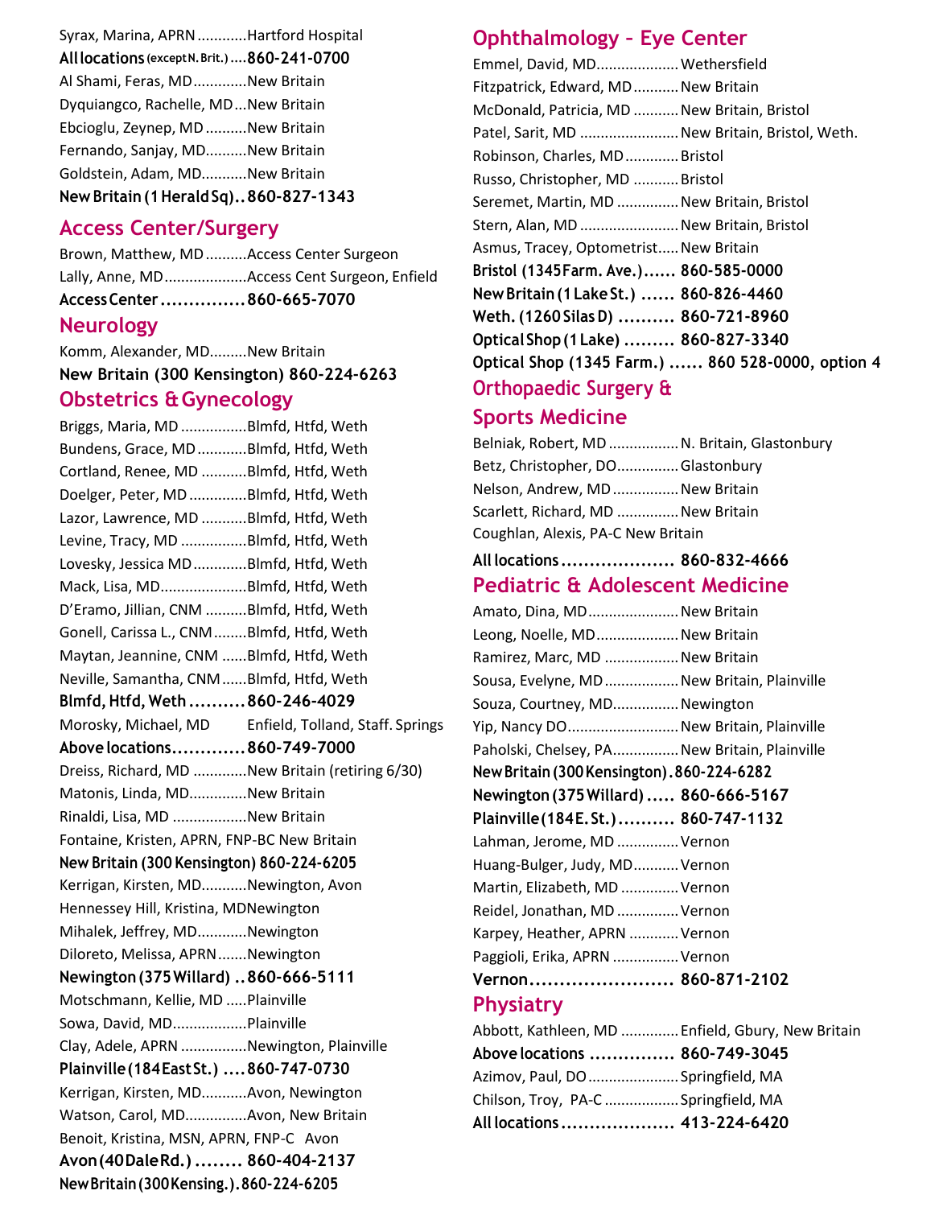Syrax, Marina, APRN............Hartford Hospital

**All locations (except N. Brit.) ....860-241-0700**

Al Shami, Feras, MD.............New Britain

Dyquiangco, Rachelle, MD...New Britain

Ebcioglu, Zeynep, MD..........New Britain

Fernando, Sanjay, MD..........New Britain

Goldstein, Adam, MD...........New Britain

**New Britain (1 Herald Sq)..860-827-1343**

## Access Center/Surgery

Brown, Matthew, MD..........Access Center Surgeon

Lally, Anne, MD....................Access Cent Surgeon, Enfield

**Access Center...............860-665-7070**

## Neurology

Komm, Alexander, MD.........New Britain

**New Britain (300 Kensington) 860-224-6263**

## Obstetrics & Gynecology

Briggs, Maria, MD................Blmfd, Htfd, Weth

Bundens, Grace, MD............Blmfd, Htfd, Weth

Cortland, Renee, MD ...........Blmfd, Htfd, Weth

Doelger, Peter, MD..............Blmfd, Htfd, Weth

Lazor, Lawrence, MD ...........Blmfd, Htfd, Weth

Levine, Tracy, MD ................Blmfd, Htfd, Weth

Lovesky, Jessica MD.............Blmfd, Htfd, Weth

Mack, Lisa, MD.....................Blmfd, Htfd, Weth

D'Eramo, Jillian, CNM ..........Blmfd, Htfd, Weth

Gonell, Carissa L., CNM........Blmfd, Htfd, Weth

Maytan, Jeannine, CNM ......Blmfd, Htfd, Weth

Neville, Samantha, CNM......Blmfd, Htfd, Weth

**Blmfd, Htfd, Weth..........860-246-4029**

Morosky, Michael, MD Enfield, Tolland, Staff. Springs

**Above locations.............860-749-7000**

Dreiss, Richard, MD .............New Britain (retiring 6/30)

Matonis, Linda, MD.............New Britain

Rinaldi, Lisa, MD ..................New Britain

Fontaine, Kristen, APRN, FNP-BC New Britain

**New Britain (300 Kensington) 860-224-6205**

Kerrigan, Kirsten, MD...........Newington, Avon

Hennessey Hill, Kristina, MDNewington

Mihalek, Jeffrey, MD............Newington

Diloreto, Melissa, APRN.......Newington

**Newington (375 Willard) ..860-666-5111**

Motschmann, Kellie, MD .....Plainville

Sowa, David, MD..................Plainville

Clay, Adele, APRN ................Newington, Plainville

**Plainville (184 East St.) ....860-747-0730**

Kerrigan, Kirsten, MD...........Avon, Newington

Watson, Carol, MD...............Avon, New Britain

Benoit, Kristina, MSN, APRN, FNP-C Avon

**Avon (40 Dale Rd.) ........ 860-404-2137**

**New Britain (300 Kensing.).860-224-6205**

## Ophthalmology – Eye Center

Emmel, David, MD...................Wethersfield

Fitzpatrick, Edward, MD...........New Britain

McDonald, Patricia, MD ...........New Britain, Bristol

Patel, Sarit, MD .......................New Britain, Bristol, Weth.

Robinson, Charles, MD.............Bristol

Russo, Christopher, MD ...........Bristol

Seremet, Martin, MD ...............New Britain, Bristol

Stern, Alan, MD ........................New Britain, Bristol

Asmus, Tracey, Optometrist.....New Britain

**Bristol (1345 Farm. Ave.)...... 860-585-0000**

**New Britain (1 Lake St.) ...... 860-826-4460**

**Weth. (1260 Silas D) .......... 860-721-8960**

**Optical Shop (1 Lake) ......... 860-827-3340**

**Optical Shop (1345 Farm.) ...... 860 528-0000, option 4**

## Orthopaedic Surgery & Sports Medicine

Belniak, Robert, MD .................N. Britain, Glastonbury

Betz, Christopher, DO..............Glastonbury

Nelson, Andrew, MD ................New Britain

Scarlett, Richard, MD ...............New Britain

Coughlan, Alexis, PA-C New Britain

**All locations.................... 860-832-4666**

## Pediatric & Adolescent Medicine

Amato, Dina, MD......................New Britain

Leong, Noelle, MD....................New Britain

Ramirez, Marc, MD ..................New Britain

Sousa, Evelyne, MD..................New Britain, Plainville

Souza, Courtney, MD................Newington

Yip, Nancy DO..........................New Britain, Plainville

Paholski, Chelsey, PA................New Britain, Plainville

**New Britain (300 Kensington).860-224-6282**

**Newington (375 Willard) ..... 860-666-5167**

**Plainville (184 E. St.).......... 860-747-1132**

Lahman, Jerome, MD ...............Vernon

Huang-Bulger, Judy, MD...........Vernon

Martin, Elizabeth, MD ..............Vernon

Reidel, Jonathan, MD ...............Vernon

Karpey, Heather, APRN ............Vernon

Paggioli, Erika, APRN ................Vernon

**Vernon........................ 860-871-2102**

## Physiatry

Abbott, Kathleen, MD ..............Enfield, Gbury, New Britain

**Above locations ............... 860-749-3045**

Azimov, Paul, DO......................Springfield, MA

Chilson, Troy, PA-C ..................Springfield, MA

**All locations.................... 413-224-6420**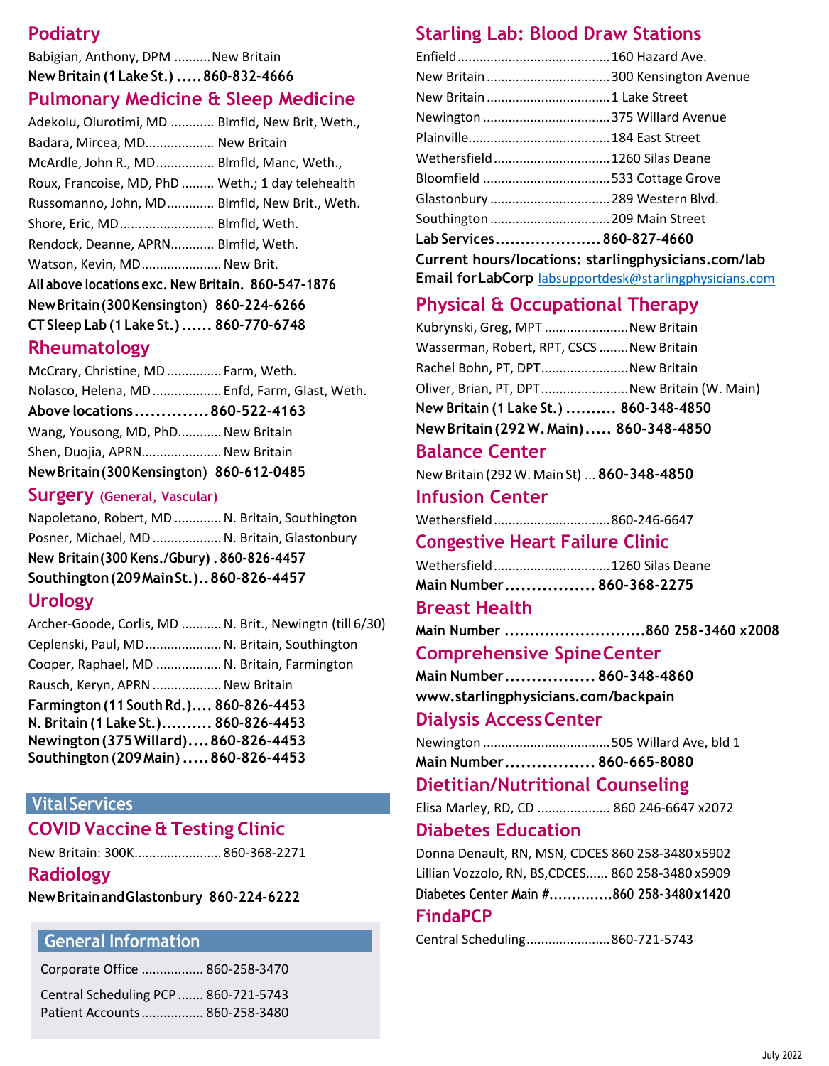## Podiatry

Babigian, Anthony, DPM ..........New Britain

**New Britain (1 Lake St.) .....860-832-4666**

## Pulmonary Medicine & Sleep Medicine

Adekolu, Olurotimi, MD ............ Blmfld, New Brit, Weth.,

Badara, Mircea, MD................... New Britain

McArdle, John R., MD................ Blmfld, Manc, Weth.,

Roux, Francoise, MD, PhD ......... Weth.; 1 day telehealth

Russomanno, John, MD............. Blmfld, New Brit., Weth.

Shore, Eric, MD.......................... Blmfld, Weth.

Rendock, Deanne, APRN............ Blmfld, Weth.

Watson, Kevin, MD...................... New Brit.

**All above locations exc. New Britain. 860-547-1876**

**New Britain (300 Kensington) 860-224-6266**

**CT Sleep Lab (1 Lake St.) ...... 860-770-6748**

## Rheumatology

McCrary, Christine, MD ............... Farm, Weth.

Nolasco, Helena, MD................... Enfd, Farm, Glast, Weth.

**Above locations..............860-522-4163**

Wang, Yousong, MD, PhD............ New Britain

Shen, Duojia, APRN...................... New Britain

**New Britain (300 Kensington) 860-612-0485**

## Surgery (General, Vascular)

Napoletano, Robert, MD ............. N. Britain, Southington

Posner, Michael, MD ................... N. Britain, Glastonbury

**New Britain (300 Kens./Gbury) . 860-826-4457**

**Southington (209 Main St.).. 860-826-4457**

## Urology

Archer-Goode, Corlis, MD ........... N. Brit., Newingtn (till 6/30)

Ceplenski, Paul, MD..................... N. Britain, Southington

Cooper, Raphael, MD .................. N. Britain, Farmington

Rausch, Keryn, APRN ................... New Britain

**Farmington (11 South Rd.).... 860-826-4453**
**N. Britain (1 Lake St.).......... 860-826-4453**
**Newington (375 Willard).... 860-826-4453**
**Southington (209 Main) ..... 860-826-4453**

# Vital Services

## COVID Vaccine & Testing Clinic

New Britain: 300K........................ 860-368-2271

## Radiology

**New Britain and Glastonbury 860-224-6222**

## General Information

Corporate Office ................. 860-258-3470

Central Scheduling PCP ....... 860-721-5743
Patient Accounts ................. 860-258-3480

## Starling Lab: Blood Draw Stations

Enfield.......................................... 160 Hazard Ave.

New Britain .................................. 300 Kensington Avenue

New Britain .................................. 1 Lake Street

Newington ................................... 375 Willard Avenue

Plainville....................................... 184 East Street

Wethersfield ................................ 1260 Silas Deane

Bloomfield ................................... 533 Cottage Grove

Glastonbury ................................. 289 Western Blvd.

Southington ................................. 209 Main Street

**Lab Services..................... 860-827-4660**

**Current hours/locations: starlingphysicians.com/lab**
**Email for LabCorp** labsupportdesk@starlingphysicians.com

## Physical & Occupational Therapy

Kubrynski, Greg, MPT ....................... New Britain

Wasserman, Robert, RPT, CSCS ........ New Britain

Rachel Bohn, PT, DPT........................ New Britain

Oliver, Brian, PT, DPT........................ New Britain (W. Main)

**New Britain (1 Lake St.) .......... 860-348-4850**

**New Britain (292 W. Main)..... 860-348-4850**

## Balance Center

New Britain (292 W. Main St) ... **860-348-4850**

## Infusion Center

Wethersfield ................................ 860-246-6647

## Congestive Heart Failure Clinic

Wethersfield ................................ 1260 Silas Deane

**Main Number................. 860-368-2275**

## Breast Health

**Main Number ............................ 860 258-3460 x2008**

## Comprehensive Spine Center

**Main Number................. 860-348-4860**

**www.starlingphysicians.com/backpain**

## Dialysis Access Center

Newington ................................... 505 Willard Ave, bld 1

**Main Number................. 860-665-8080**

## Dietitian/Nutritional Counseling

Elisa Marley, RD, CD .................... 860 246-6647 x2072

## Diabetes Education

Donna Denault, RN, MSN, CDCES 860 258-3480 x5902

Lillian Vozzolo, RN, BS,CDCES...... 860 258-3480 x5909

**Diabetes Center Main #.............860 258-3480 x1420**

## FindaPCP

Central Scheduling....................... 860-721-5743

July 2022